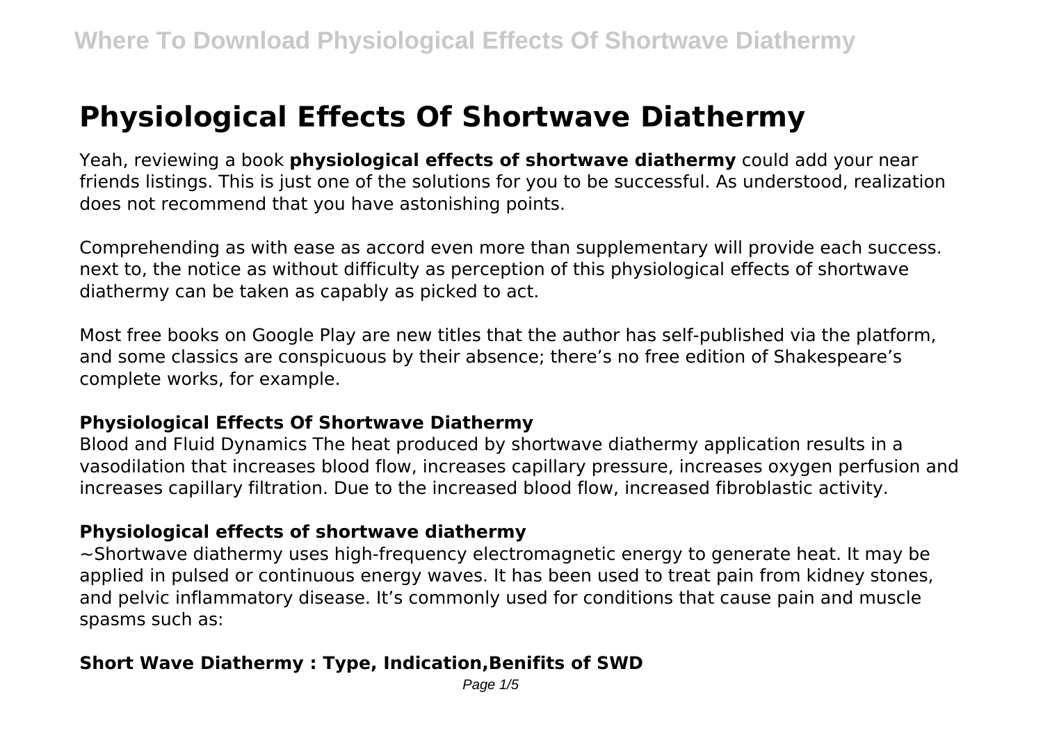# Physiological Effects Of Shortwave Diathermy

Yeah, reviewing a book **physiological effects of shortwave diathermy** could add your near friends listings. This is just one of the solutions for you to be successful. As understood, realization does not recommend that you have astonishing points.

Comprehending as with ease as accord even more than supplementary will provide each success. next to, the notice as without difficulty as perception of this physiological effects of shortwave diathermy can be taken as capably as picked to act.

Most free books on Google Play are new titles that the author has self-published via the platform, and some classics are conspicuous by their absence; there's no free edition of Shakespeare's complete works, for example.

### Physiological Effects Of Shortwave Diathermy

Blood and Fluid Dynamics The heat produced by shortwave diathermy application results in a vasodilation that increases blood flow, increases capillary pressure, increases oxygen perfusion and increases capillary filtration. Due to the increased blood flow, increased fibroblastic activity.

### Physiological effects of shortwave diathermy

~Shortwave diathermy uses high-frequency electromagnetic energy to generate heat. It may be applied in pulsed or continuous energy waves. It has been used to treat pain from kidney stones, and pelvic inflammatory disease. It's commonly used for conditions that cause pain and muscle spasms such as:

### Short Wave Diathermy : Type, Indication,Benifits of SWD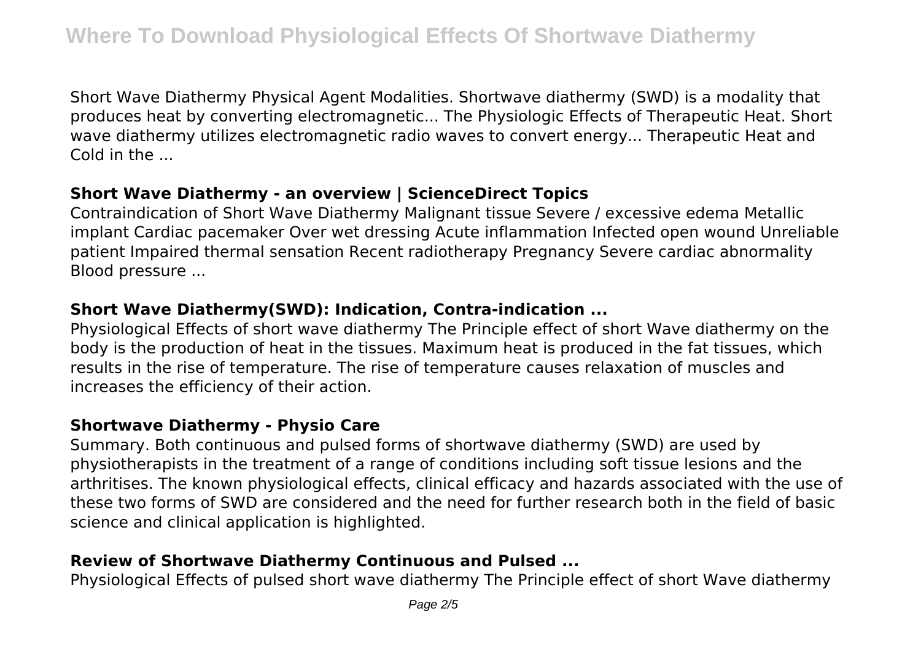Short Wave Diathermy Physical Agent Modalities. Shortwave diathermy (SWD) is a modality that produces heat by converting electromagnetic... The Physiologic Effects of Therapeutic Heat. Short wave diathermy utilizes electromagnetic radio waves to convert energy... Therapeutic Heat and Cold in the ...

## Short Wave Diathermy - an overview | ScienceDirect Topics

Contraindication of Short Wave Diathermy Malignant tissue Severe / excessive edema Metallic implant Cardiac pacemaker Over wet dressing Acute inflammation Infected open wound Unreliable patient Impaired thermal sensation Recent radiotherapy Pregnancy Severe cardiac abnormality Blood pressure ...

## Short Wave Diathermy(SWD): Indication, Contra-indication ...

Physiological Effects of short wave diathermy The Principle effect of short Wave diathermy on the body is the production of heat in the tissues. Maximum heat is produced in the fat tissues, which results in the rise of temperature. The rise of temperature causes relaxation of muscles and increases the efficiency of their action.

## Shortwave Diathermy - Physio Care

Summary. Both continuous and pulsed forms of shortwave diathermy (SWD) are used by physiotherapists in the treatment of a range of conditions including soft tissue lesions and the arthritises. The known physiological effects, clinical efficacy and hazards associated with the use of these two forms of SWD are considered and the need for further research both in the field of basic science and clinical application is highlighted.

## Review of Shortwave Diathermy Continuous and Pulsed ...

Physiological Effects of pulsed short wave diathermy The Principle effect of short Wave diathermy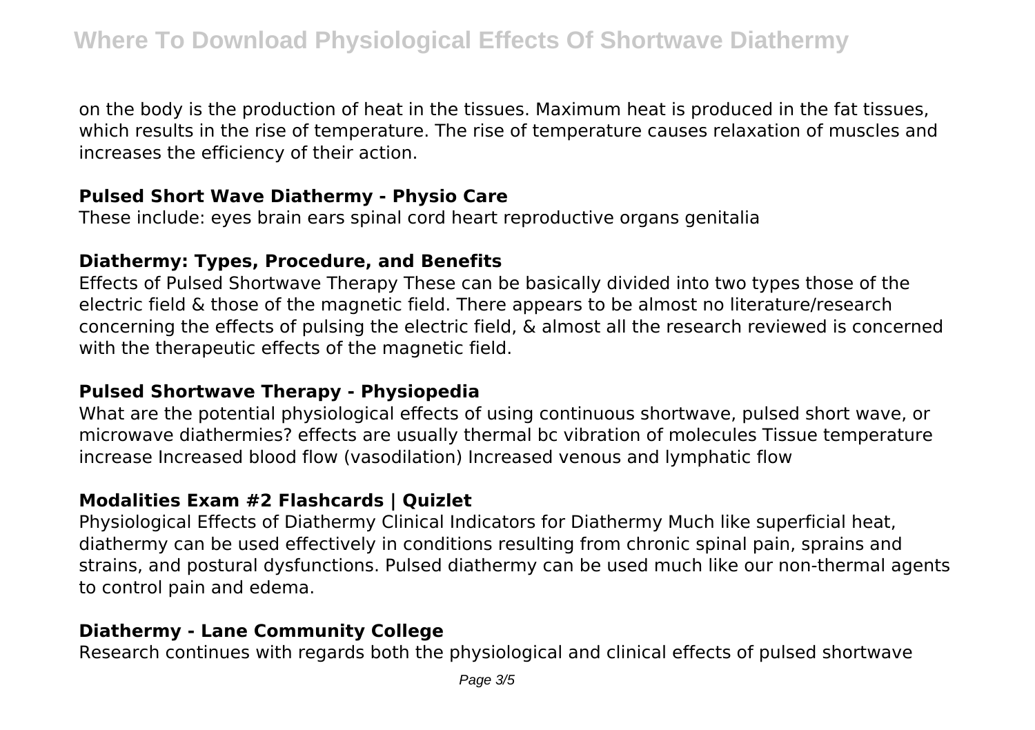on the body is the production of heat in the tissues. Maximum heat is produced in the fat tissues, which results in the rise of temperature. The rise of temperature causes relaxation of muscles and increases the efficiency of their action.

### Pulsed Short Wave Diathermy - Physio Care

These include: eyes brain ears spinal cord heart reproductive organs genitalia

### Diathermy: Types, Procedure, and Benefits

Effects of Pulsed Shortwave Therapy These can be basically divided into two types those of the electric field & those of the magnetic field. There appears to be almost no literature/research concerning the effects of pulsing the electric field, & almost all the research reviewed is concerned with the therapeutic effects of the magnetic field.

### Pulsed Shortwave Therapy - Physiopedia

What are the potential physiological effects of using continuous shortwave, pulsed short wave, or microwave diathermies? effects are usually thermal bc vibration of molecules Tissue temperature increase Increased blood flow (vasodilation) Increased venous and lymphatic flow

### Modalities Exam #2 Flashcards | Quizlet

Physiological Effects of Diathermy Clinical Indicators for Diathermy Much like superficial heat, diathermy can be used effectively in conditions resulting from chronic spinal pain, sprains and strains, and postural dysfunctions. Pulsed diathermy can be used much like our non-thermal agents to control pain and edema.

### Diathermy - Lane Community College

Research continues with regards both the physiological and clinical effects of pulsed shortwave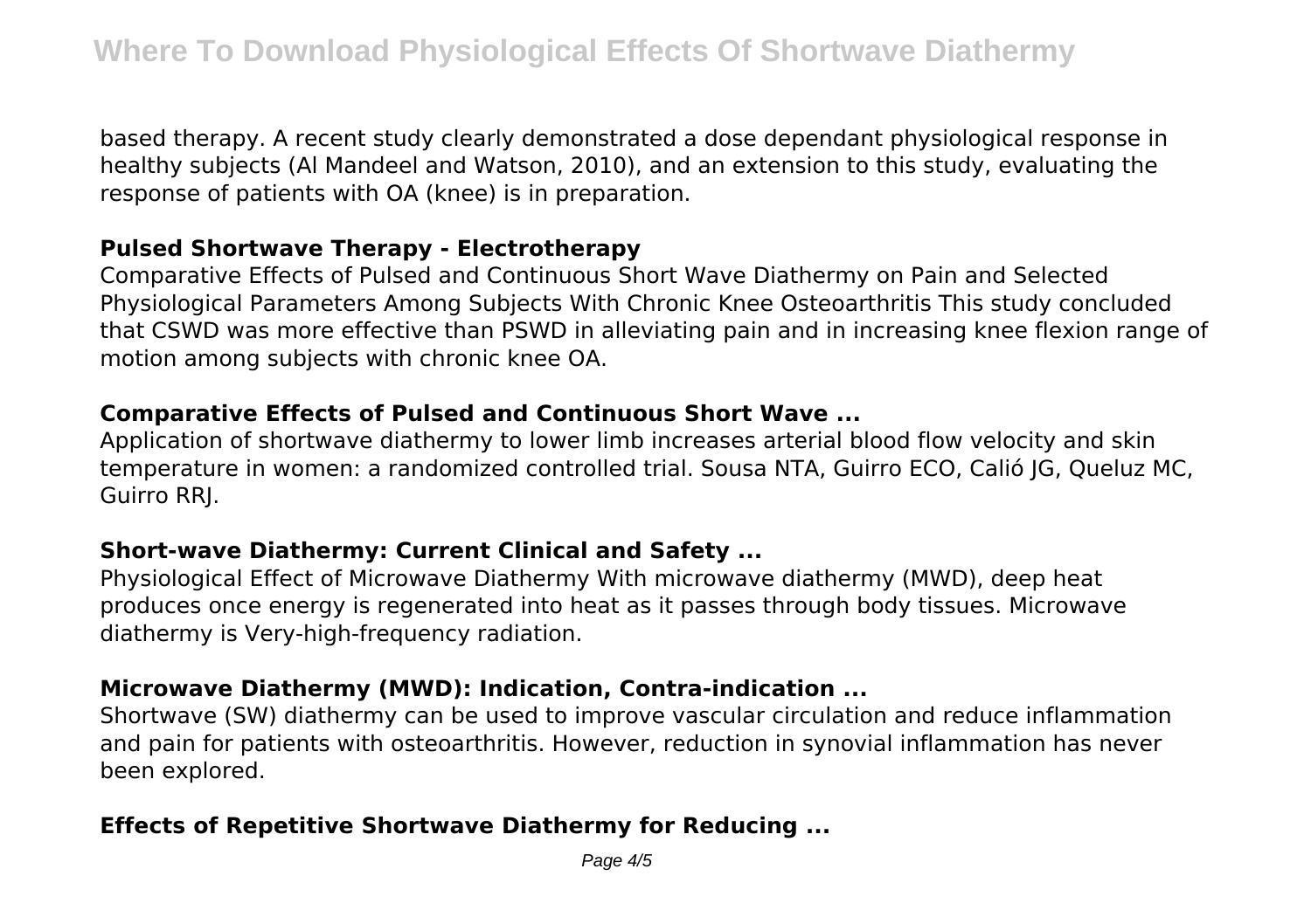based therapy. A recent study clearly demonstrated a dose dependant physiological response in healthy subjects (Al Mandeel and Watson, 2010), and an extension to this study, evaluating the response of patients with OA (knee) is in preparation.

### Pulsed Shortwave Therapy - Electrotherapy

Comparative Effects of Pulsed and Continuous Short Wave Diathermy on Pain and Selected Physiological Parameters Among Subjects With Chronic Knee Osteoarthritis This study concluded that CSWD was more effective than PSWD in alleviating pain and in increasing knee flexion range of motion among subjects with chronic knee OA.

### Comparative Effects of Pulsed and Continuous Short Wave ...

Application of shortwave diathermy to lower limb increases arterial blood flow velocity and skin temperature in women: a randomized controlled trial. Sousa NTA, Guirro ECO, Calió JG, Queluz MC, Guirro RRJ.

### Short-wave Diathermy: Current Clinical and Safety ...

Physiological Effect of Microwave Diathermy With microwave diathermy (MWD), deep heat produces once energy is regenerated into heat as it passes through body tissues. Microwave diathermy is Very-high-frequency radiation.

### Microwave Diathermy (MWD): Indication, Contra-indication ...

Shortwave (SW) diathermy can be used to improve vascular circulation and reduce inflammation and pain for patients with osteoarthritis. However, reduction in synovial inflammation has never been explored.

### Effects of Repetitive Shortwave Diathermy for Reducing ...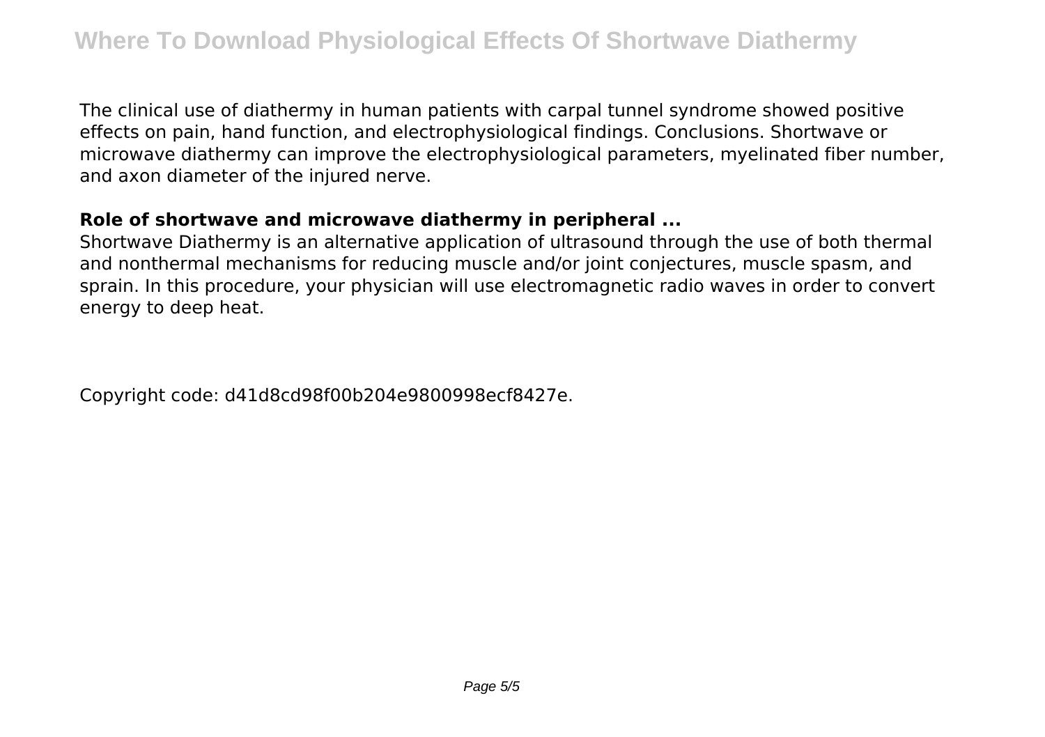The clinical use of diathermy in human patients with carpal tunnel syndrome showed positive effects on pain, hand function, and electrophysiological findings. Conclusions. Shortwave or microwave diathermy can improve the electrophysiological parameters, myelinated fiber number, and axon diameter of the injured nerve.

**Role of shortwave and microwave diathermy in peripheral ...**

Shortwave Diathermy is an alternative application of ultrasound through the use of both thermal and nonthermal mechanisms for reducing muscle and/or joint conjectures, muscle spasm, and sprain. In this procedure, your physician will use electromagnetic radio waves in order to convert energy to deep heat.

Copyright code: d41d8cd98f00b204e9800998ecf8427e.